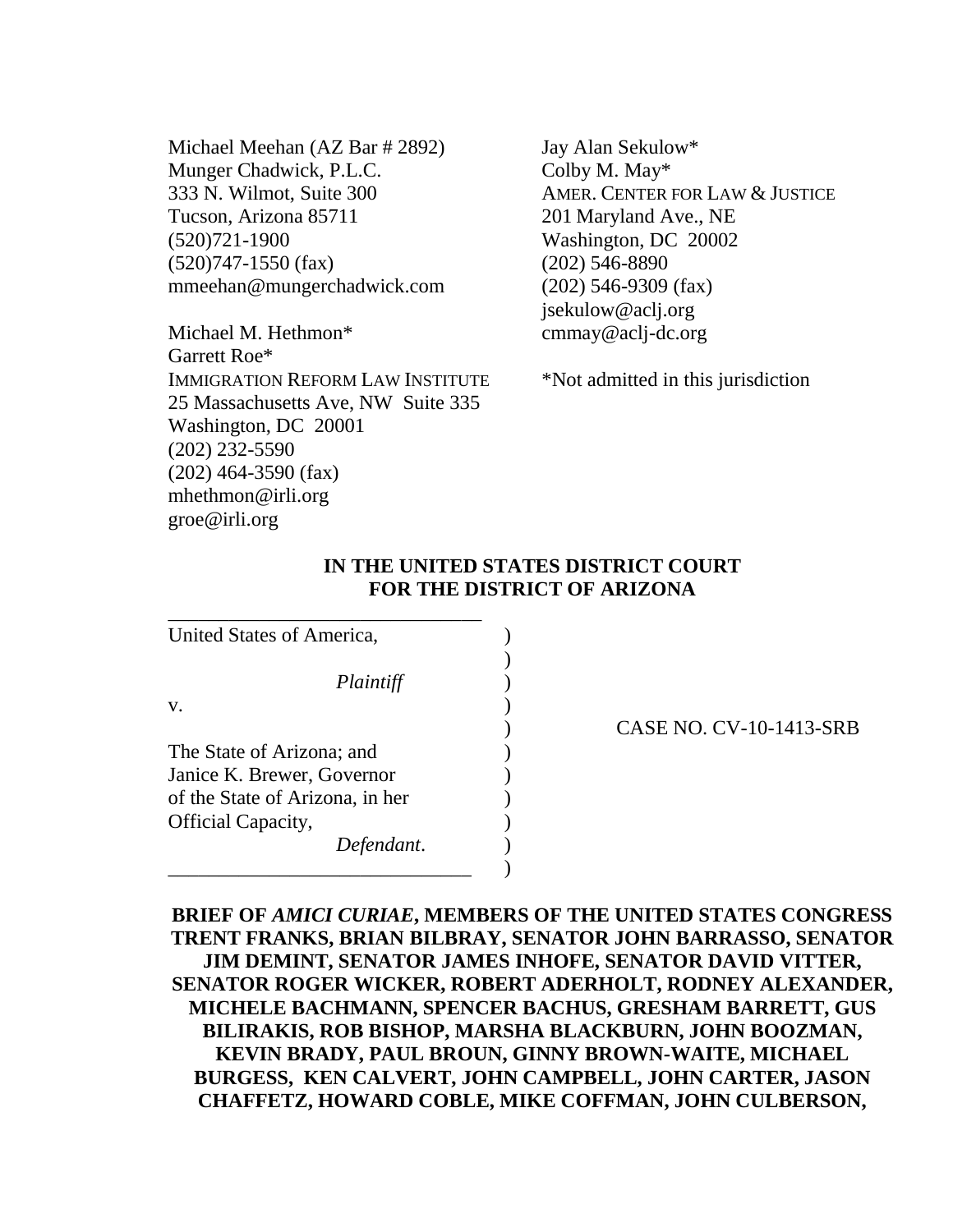Michael Meehan (AZ Bar # 2892)
Munger Chadwick, P.L.C.
333 N. Wilmot, Suite 300
Tucson, Arizona 85711
(520)721-1900
(520)747-1550 (fax)
mmeehan@mungerchadwick.com

Michael M. Hethmon*
Garrett Roe*
IMMIGRATION REFORM LAW INSTITUTE
25 Massachusetts Ave, NW Suite 335
Washington, DC 20001
(202) 232-5590
(202) 464-3590 (fax)
mhethmon@irli.org
groe@irli.org

Jay Alan Sekulow*
Colby M. May*
AMER. CENTER FOR LAW & JUSTICE
201 Maryland Ave., NE
Washington, DC 20002
(202) 546-8890
(202) 546-9309 (fax)
jsekulow@aclj.org
cmmay@aclj-dc.org

*Not admitted in this jurisdiction

**IN THE UNITED STATES DISTRICT COURT
FOR THE DISTRICT OF ARIZONA**

United States of America,

*Plaintiff*

v.

The State of Arizona; and
Janice K. Brewer, Governor
of the State of Arizona, in her
Official Capacity,

*Defendant*.

CASE NO. CV-10-1413-SRB

**BRIEF OF *AMICI CURIAE*, MEMBERS OF THE UNITED STATES CONGRESS TRENT FRANKS, BRIAN BILBRAY, SENATOR JOHN BARRASSO, SENATOR JIM DEMINT, SENATOR JAMES INHOFE, SENATOR DAVID VITTER, SENATOR ROGER WICKER, ROBERT ADERHOLT, RODNEY ALEXANDER, MICHELE BACHMANN, SPENCER BACHUS, GRESHAM BARRETT, GUS BILIRAKIS, ROB BISHOP, MARSHA BLACKBURN, JOHN BOOZMAN, KEVIN BRADY, PAUL BROUN, GINNY BROWN-WAITE, MICHAEL BURGESS, KEN CALVERT, JOHN CAMPBELL, JOHN CARTER, JASON CHAFFETZ, HOWARD COBLE, MIKE COFFMAN, JOHN CULBERSON,**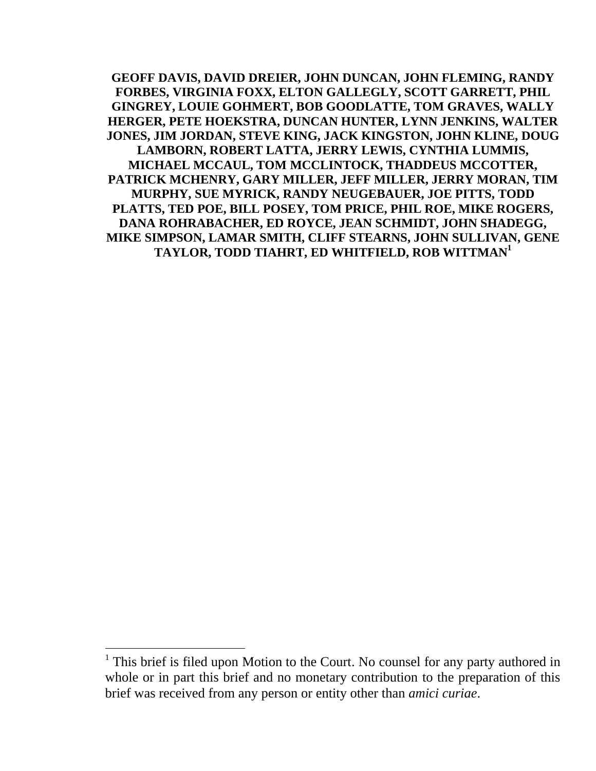**GEOFF DAVIS, DAVID DREIER, JOHN DUNCAN, JOHN FLEMING, RANDY FORBES, VIRGINIA FOXX, ELTON GALLEGLY, SCOTT GARRETT, PHIL GINGREY, LOUIE GOHMERT, BOB GOODLATTE, TOM GRAVES, WALLY HERGER, PETE HOEKSTRA, DUNCAN HUNTER, LYNN JENKINS, WALTER JONES, JIM JORDAN, STEVE KING, JACK KINGSTON, JOHN KLINE, DOUG LAMBORN, ROBERT LATTA, JERRY LEWIS, CYNTHIA LUMMIS, MICHAEL MCCAUL, TOM MCCLINTOCK, THADDEUS MCCOTTER, PATRICK MCHENRY, GARY MILLER, JEFF MILLER, JERRY MORAN, TIM MURPHY, SUE MYRICK, RANDY NEUGEBAUER, JOE PITTS, TODD PLATTS, TED POE, BILL POSEY, TOM PRICE, PHIL ROE, MIKE ROGERS, DANA ROHRABACHER, ED ROYCE, JEAN SCHMIDT, JOHN SHADEGG, MIKE SIMPSON, LAMAR SMITH, CLIFF STEARNS, JOHN SULLIVAN, GENE TAYLOR, TODD TIAHRT, ED WHITFIELD, ROB WITTMAN[1]**

---

[1] This brief is filed upon Motion to the Court. No counsel for any party authored in whole or in part this brief and no monetary contribution to the preparation of this brief was received from any person or entity other than *amici curiae*.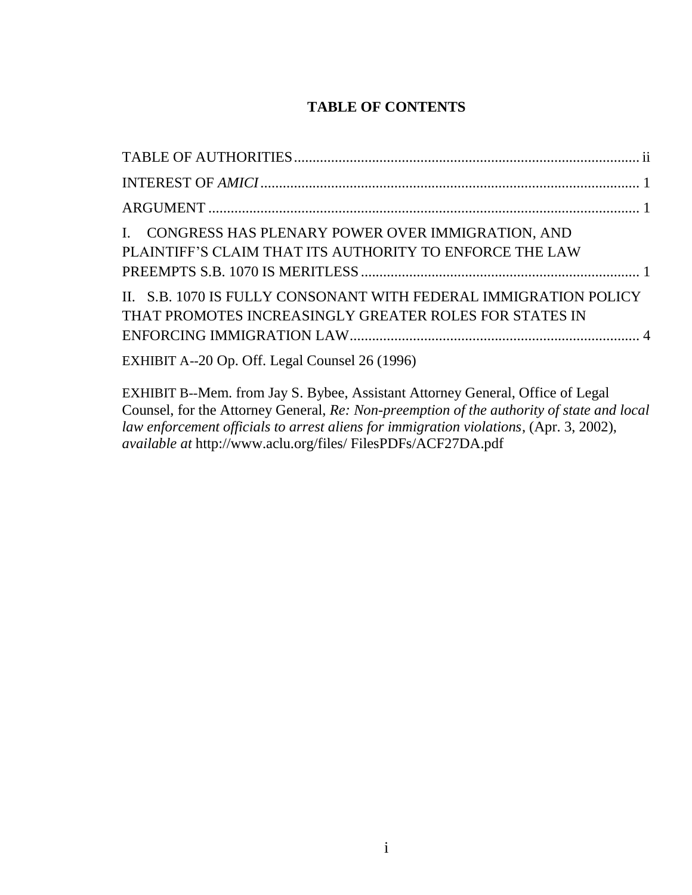# TABLE OF CONTENTS

TABLE OF AUTHORITIES ..... ii

INTEREST OF *AMICI* ..... 1

ARGUMENT ..... 1

I. CONGRESS HAS PLENARY POWER OVER IMMIGRATION, AND PLAINTIFF'S CLAIM THAT ITS AUTHORITY TO ENFORCE THE LAW PREEMPTS S.B. 1070 IS MERITLESS ..... 1

II. S.B. 1070 IS FULLY CONSONANT WITH FEDERAL IMMIGRATION POLICY THAT PROMOTES INCREASINGLY GREATER ROLES FOR STATES IN ENFORCING IMMIGRATION LAW ..... 4

EXHIBIT A--20 Op. Off. Legal Counsel 26 (1996)

EXHIBIT B--Mem. from Jay S. Bybee, Assistant Attorney General, Office of Legal Counsel, for the Attorney General, *Re: Non-preemption of the authority of state and local law enforcement officials to arrest aliens for immigration violations*, (Apr. 3, 2002), *available at* http://www.aclu.org/files/ FilesPDFs/ACF27DA.pdf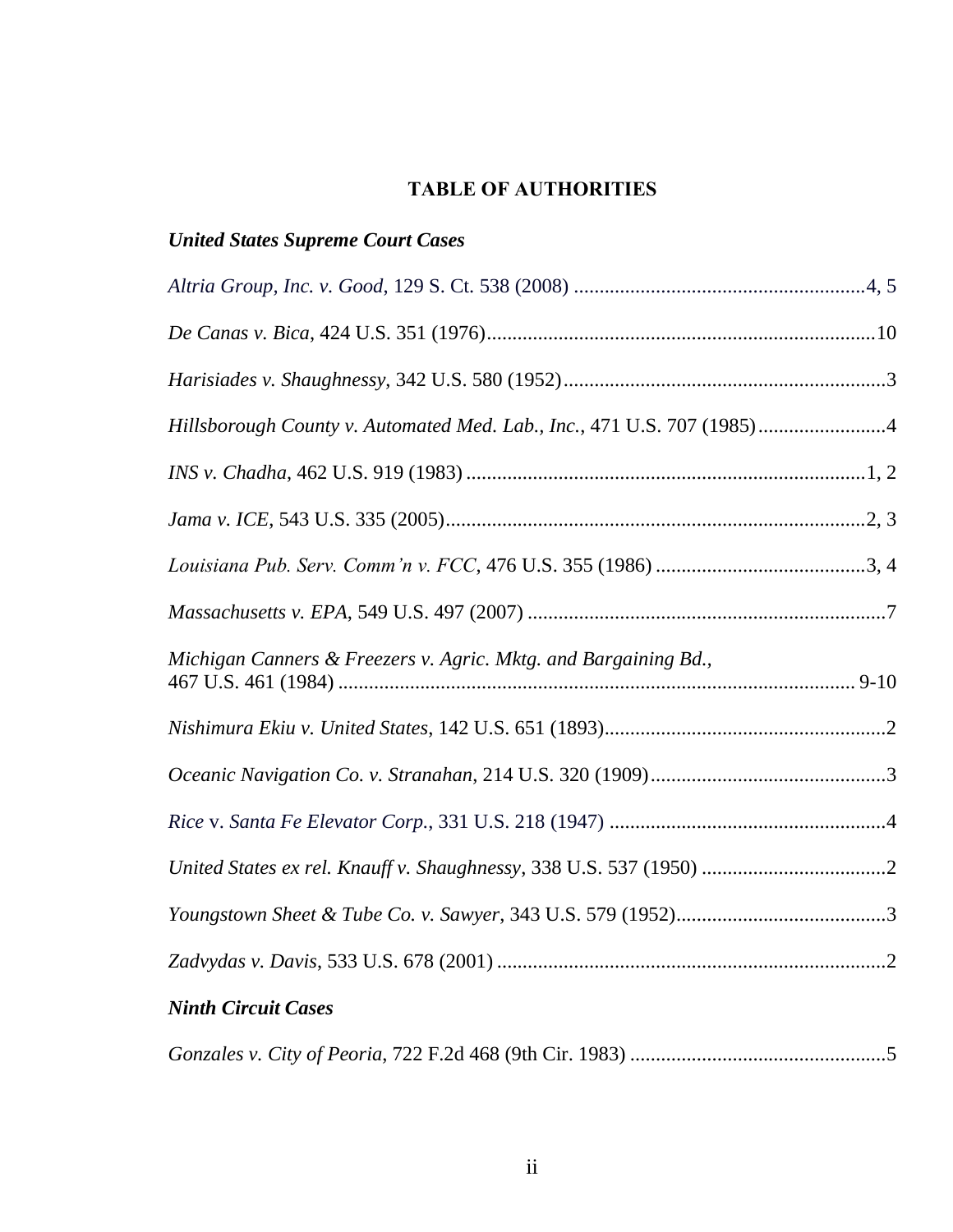# TABLE OF AUTHORITIES

### *United States Supreme Court Cases*

*Altria Group, Inc. v. Good*, 129 S. Ct. 538 (2008) .........................................................4, 5

*De Canas v. Bica*, 424 U.S. 351 (1976)...........................................................................10

*Harisiades v. Shaughnessy*, 342 U.S. 580 (1952)..............................................................3

*Hillsborough County v. Automated Med. Lab., Inc.*, 471 U.S. 707 (1985).........................4

*INS v. Chadha*, 462 U.S. 919 (1983) .............................................................................1, 2

*Jama v. ICE*, 543 U.S. 335 (2005).................................................................................2, 3

*Louisiana Pub. Serv. Comm'n v. FCC*, 476 U.S. 355 (1986) .........................................3, 4

*Massachusetts v. EPA*, 549 U.S. 497 (2007) ......................................................................7

*Michigan Canners & Freezers v. Agric. Mktg. and Bargaining Bd.*, 467 U.S. 461 (1984) ..................................................................................................... 9-10

*Nishimura Ekiu v. United States*, 142 U.S. 651 (1893).......................................................2

*Oceanic Navigation Co. v. Stranahan*, 214 U.S. 320 (1909)..............................................3

*Rice* v. *Santa Fe Elevator Corp.*, 331 U.S. 218 (1947) ......................................................4

*United States ex rel. Knauff v. Shaughnessy*, 338 U.S. 537 (1950) ....................................2

*Youngstown Sheet & Tube Co. v. Sawyer*, 343 U.S. 579 (1952).........................................3

*Zadvydas v. Davis*, 533 U.S. 678 (2001) ............................................................................2

### *Ninth Circuit Cases*

*Gonzales v. City of Peoria*, 722 F.2d 468 (9th Cir. 1983) ..................................................5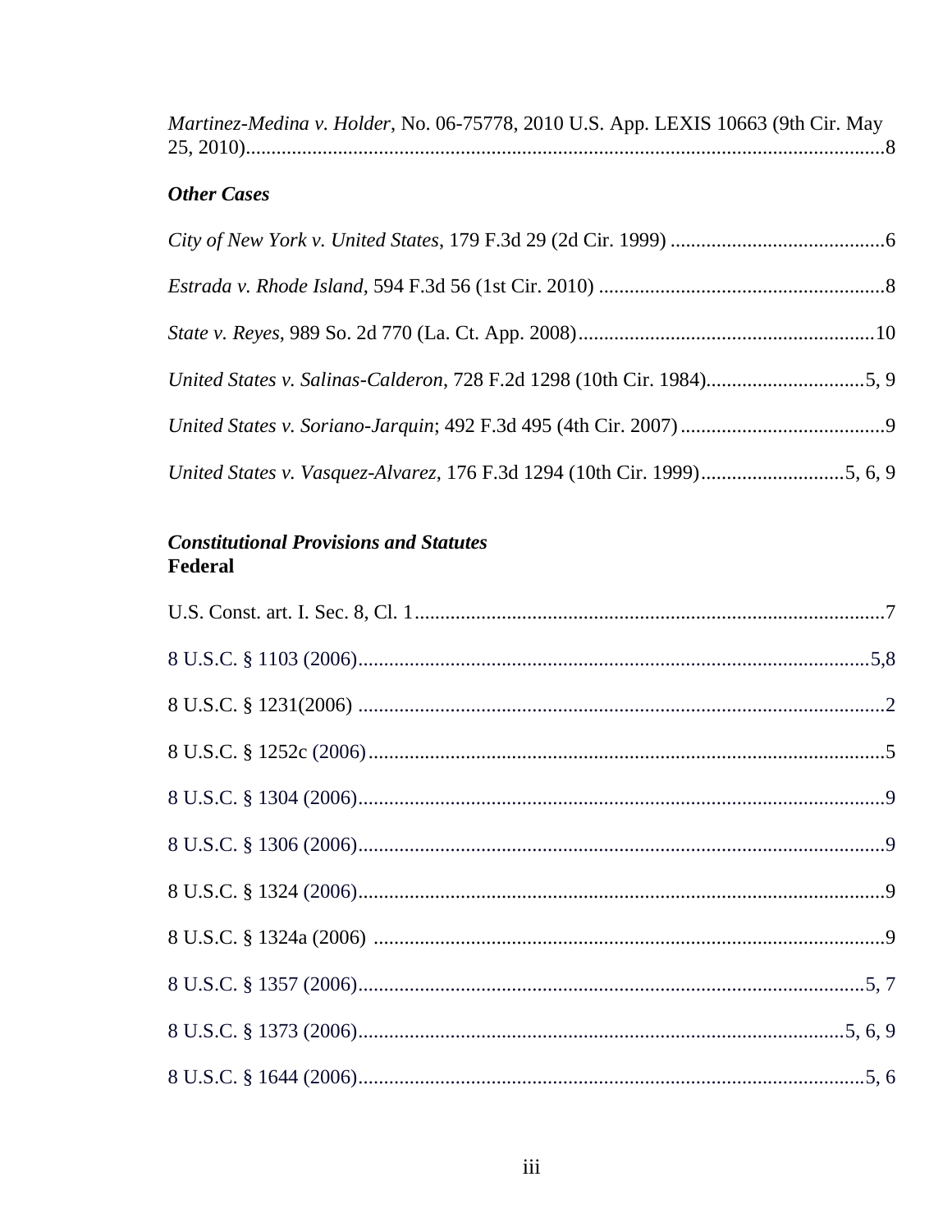*Martinez-Medina v. Holder*, No. 06-75778, 2010 U.S. App. LEXIS 10663 (9th Cir. May 25, 2010)............................................................................................................................8

***Other Cases***

*City of New York v. United States*, 179 F.3d 29 (2d Cir. 1999) ..........................................6

*Estrada v. Rhode Island*, 594 F.3d 56 (1st Cir. 2010) ........................................................8

*State v. Reyes*, 989 So. 2d 770 (La. Ct. App. 2008)..........................................................10

*United States v. Salinas-Calderon*, 728 F.2d 1298 (10th Cir. 1984)...............................5, 9

*United States v. Soriano-Jarquin*; 492 F.3d 495 (4th Cir. 2007)........................................9

*United States v. Vasquez-Alvarez*, 176 F.3d 1294 (10th Cir. 1999)............................5, 6, 9

***Constitutional Provisions and Statutes***
**Federal**

U.S. Const. art. I. Sec. 8, Cl. 1............................................................................................7

8 U.S.C. § 1103 (2006)....................................................................................................5,8

8 U.S.C. § 1231(2006) .......................................................................................................2

8 U.S.C. § 1252c (2006).....................................................................................................5

8 U.S.C. § 1304 (2006).......................................................................................................9

8 U.S.C. § 1306 (2006).......................................................................................................9

8 U.S.C. § 1324 (2006).......................................................................................................9

8 U.S.C. § 1324a (2006) ....................................................................................................9

8 U.S.C. § 1357 (2006)....................................................................................................5, 7

8 U.S.C. § 1373 (2006)...............................................................................................5, 6, 9

8 U.S.C. § 1644 (2006)....................................................................................................5, 6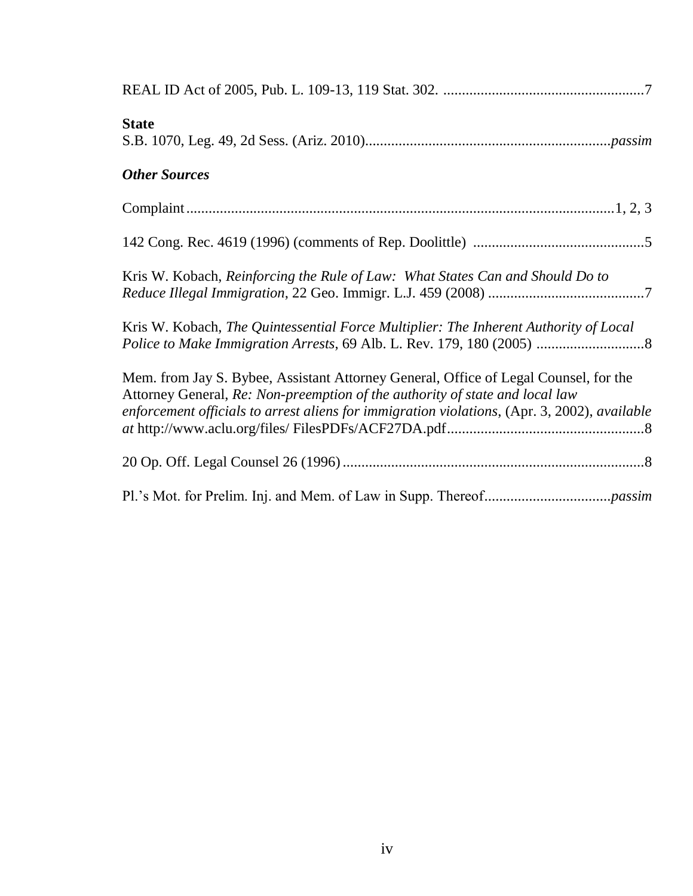REAL ID Act of 2005, Pub. L. 109-13, 119 Stat. 302. ......................................................7

**State**

S.B. 1070, Leg. 49, 2d Sess. (Ariz. 2010)..................................................................*passim*

***Other Sources***

Complaint..................................................................................................................1, 2, 3

142 Cong. Rec. 4619 (1996) (comments of Rep. Doolittle) ..............................................5

Kris W. Kobach, *Reinforcing the Rule of Law: What States Can and Should Do to Reduce Illegal Immigration*, 22 Geo. Immigr. L.J. 459 (2008) ..........................................7

Kris W. Kobach, *The Quintessential Force Multiplier: The Inherent Authority of Local Police to Make Immigration Arrests*, 69 Alb. L. Rev. 179, 180 (2005) .............................8

Mem. from Jay S. Bybee, Assistant Attorney General, Office of Legal Counsel, for the Attorney General, *Re: Non-preemption of the authority of state and local law enforcement officials to arrest aliens for immigration violations*, (Apr. 3, 2002), *available at* http://www.aclu.org/files/ FilesPDFs/ACF27DA.pdf.....................................................8

20 Op. Off. Legal Counsel 26 (1996).................................................................................8

Pl.'s Mot. for Prelim. Inj. and Mem. of Law in Supp. Thereof.................................*passim*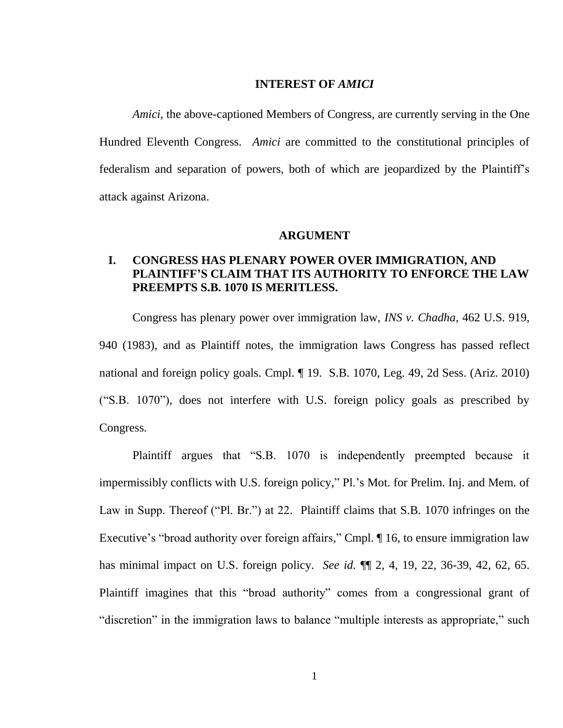## INTEREST OF *AMICI*

*Amici*, the above-captioned Members of Congress, are currently serving in the One Hundred Eleventh Congress. *Amici* are committed to the constitutional principles of federalism and separation of powers, both of which are jeopardized by the Plaintiff's attack against Arizona.

## ARGUMENT

### I. CONGRESS HAS PLENARY POWER OVER IMMIGRATION, AND PLAINTIFF'S CLAIM THAT ITS AUTHORITY TO ENFORCE THE LAW PREEMPTS S.B. 1070 IS MERITLESS.

Congress has plenary power over immigration law, *INS v. Chadha*, 462 U.S. 919, 940 (1983), and as Plaintiff notes, the immigration laws Congress has passed reflect national and foreign policy goals. Cmpl. ¶ 19. S.B. 1070, Leg. 49, 2d Sess. (Ariz. 2010) ("S.B. 1070"), does not interfere with U.S. foreign policy goals as prescribed by Congress.

Plaintiff argues that "S.B. 1070 is independently preempted because it impermissibly conflicts with U.S. foreign policy," Pl.'s Mot. for Prelim. Inj. and Mem. of Law in Supp. Thereof ("Pl. Br.") at 22. Plaintiff claims that S.B. 1070 infringes on the Executive's "broad authority over foreign affairs," Cmpl. ¶ 16, to ensure immigration law has minimal impact on U.S. foreign policy. *See id.* ¶¶ 2, 4, 19, 22, 36-39, 42, 62, 65. Plaintiff imagines that this "broad authority" comes from a congressional grant of "discretion" in the immigration laws to balance "multiple interests as appropriate," such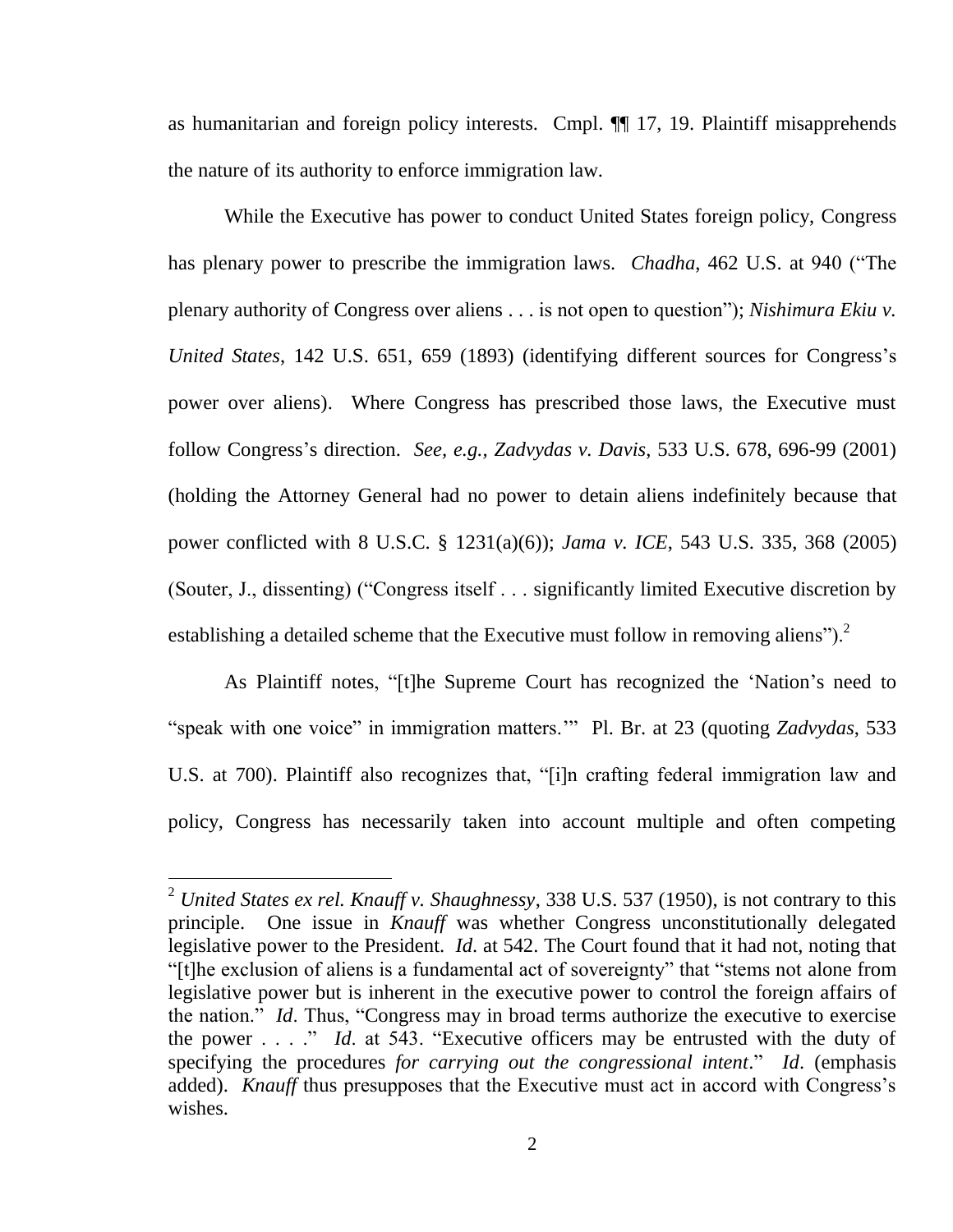as humanitarian and foreign policy interests. Cmpl. ¶¶ 17, 19. Plaintiff misapprehends the nature of its authority to enforce immigration law.

While the Executive has power to conduct United States foreign policy, Congress has plenary power to prescribe the immigration laws. *Chadha*, 462 U.S. at 940 ("The plenary authority of Congress over aliens . . . is not open to question"); *Nishimura Ekiu v. United States*, 142 U.S. 651, 659 (1893) (identifying different sources for Congress's power over aliens). Where Congress has prescribed those laws, the Executive must follow Congress's direction. *See, e.g., Zadvydas v. Davis*, 533 U.S. 678, 696-99 (2001) (holding the Attorney General had no power to detain aliens indefinitely because that power conflicted with 8 U.S.C. § 1231(a)(6)); *Jama v. ICE*, 543 U.S. 335, 368 (2005) (Souter, J., dissenting) ("Congress itself . . . significantly limited Executive discretion by establishing a detailed scheme that the Executive must follow in removing aliens").[2]

As Plaintiff notes, "[t]he Supreme Court has recognized the 'Nation's need to "speak with one voice" in immigration matters.'" Pl. Br. at 23 (quoting *Zadvydas*, 533 U.S. at 700). Plaintiff also recognizes that, "[i]n crafting federal immigration law and policy, Congress has necessarily taken into account multiple and often competing

[2] *United States ex rel. Knauff v. Shaughnessy*, 338 U.S. 537 (1950), is not contrary to this principle. One issue in *Knauff* was whether Congress unconstitutionally delegated legislative power to the President. *Id.* at 542. The Court found that it had not, noting that "[t]he exclusion of aliens is a fundamental act of sovereignty" that "stems not alone from legislative power but is inherent in the executive power to control the foreign affairs of the nation." *Id*. Thus, "Congress may in broad terms authorize the executive to exercise the power . . . ." *Id*. at 543. "Executive officers may be entrusted with the duty of specifying the procedures *for carrying out the congressional intent*." *Id*. (emphasis added). *Knauff* thus presupposes that the Executive must act in accord with Congress's wishes.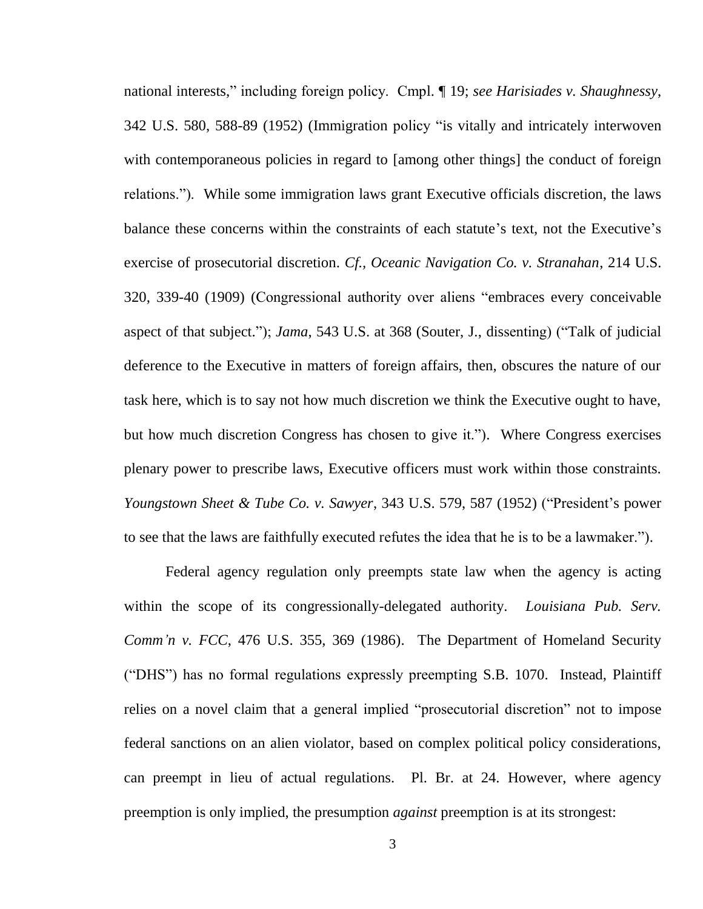national interests," including foreign policy. Cmpl. ¶ 19; *see Harisiades v. Shaughnessy*, 342 U.S. 580, 588-89 (1952) (Immigration policy "is vitally and intricately interwoven with contemporaneous policies in regard to [among other things] the conduct of foreign relations."). While some immigration laws grant Executive officials discretion, the laws balance these concerns within the constraints of each statute's text, not the Executive's exercise of prosecutorial discretion. *Cf., Oceanic Navigation Co. v. Stranahan*, 214 U.S. 320, 339-40 (1909) (Congressional authority over aliens "embraces every conceivable aspect of that subject."); *Jama*, 543 U.S. at 368 (Souter, J., dissenting) ("Talk of judicial deference to the Executive in matters of foreign affairs, then, obscures the nature of our task here, which is to say not how much discretion we think the Executive ought to have, but how much discretion Congress has chosen to give it."). Where Congress exercises plenary power to prescribe laws, Executive officers must work within those constraints. *Youngstown Sheet & Tube Co. v. Sawyer*, 343 U.S. 579, 587 (1952) ("President's power to see that the laws are faithfully executed refutes the idea that he is to be a lawmaker.").

Federal agency regulation only preempts state law when the agency is acting within the scope of its congressionally-delegated authority. *Louisiana Pub. Serv. Comm'n v. FCC*, 476 U.S. 355, 369 (1986). The Department of Homeland Security ("DHS") has no formal regulations expressly preempting S.B. 1070. Instead, Plaintiff relies on a novel claim that a general implied "prosecutorial discretion" not to impose federal sanctions on an alien violator, based on complex political policy considerations, can preempt in lieu of actual regulations. Pl. Br. at 24. However, where agency preemption is only implied, the presumption *against* preemption is at its strongest: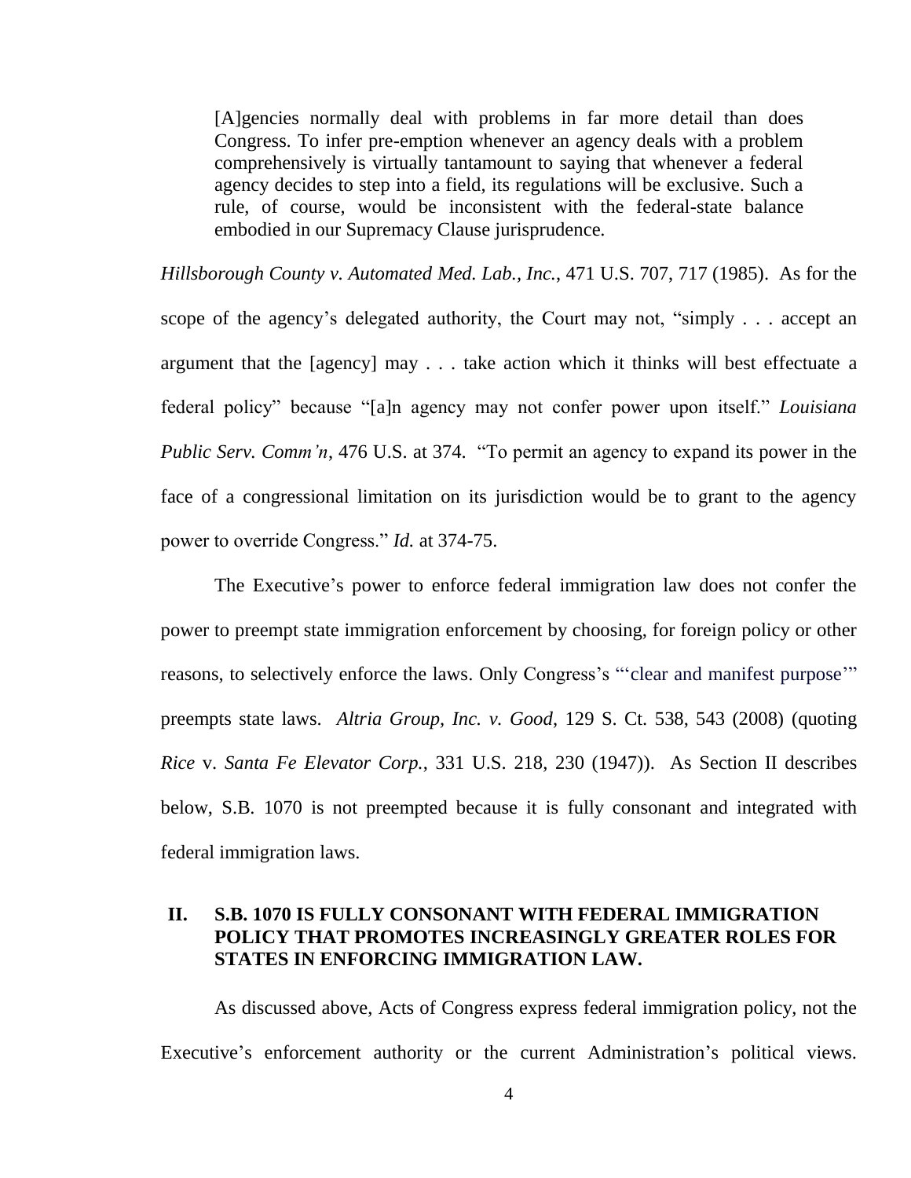> [A]gencies normally deal with problems in far more detail than does Congress. To infer pre-emption whenever an agency deals with a problem comprehensively is virtually tantamount to saying that whenever a federal agency decides to step into a field, its regulations will be exclusive. Such a rule, of course, would be inconsistent with the federal-state balance embodied in our Supremacy Clause jurisprudence.

*Hillsborough County v. Automated Med. Lab., Inc.*, 471 U.S. 707, 717 (1985). As for the scope of the agency's delegated authority, the Court may not, "simply . . . accept an argument that the [agency] may . . . take action which it thinks will best effectuate a federal policy" because "[a]n agency may not confer power upon itself." *Louisiana Public Serv. Comm'n*, 476 U.S. at 374. "To permit an agency to expand its power in the face of a congressional limitation on its jurisdiction would be to grant to the agency power to override Congress." *Id.* at 374-75.

The Executive's power to enforce federal immigration law does not confer the power to preempt state immigration enforcement by choosing, for foreign policy or other reasons, to selectively enforce the laws. Only Congress's "'clear and manifest purpose'" preempts state laws. *Altria Group, Inc. v. Good*, 129 S. Ct. 538, 543 (2008) (quoting *Rice* v. *Santa Fe Elevator Corp.*, 331 U.S. 218, 230 (1947)). As Section II describes below, S.B. 1070 is not preempted because it is fully consonant and integrated with federal immigration laws.

## II. S.B. 1070 IS FULLY CONSONANT WITH FEDERAL IMMIGRATION POLICY THAT PROMOTES INCREASINGLY GREATER ROLES FOR STATES IN ENFORCING IMMIGRATION LAW.

As discussed above, Acts of Congress express federal immigration policy, not the Executive's enforcement authority or the current Administration's political views.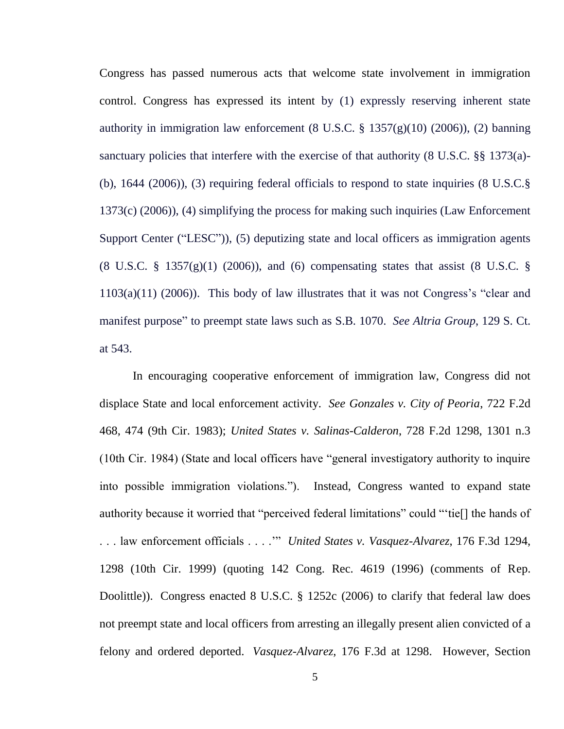Congress has passed numerous acts that welcome state involvement in immigration control. Congress has expressed its intent by (1) expressly reserving inherent state authority in immigration law enforcement (8 U.S.C. § 1357(g)(10) (2006)), (2) banning sanctuary policies that interfere with the exercise of that authority (8 U.S.C. §§ 1373(a)-(b), 1644 (2006)), (3) requiring federal officials to respond to state inquiries (8 U.S.C.§ 1373(c) (2006)), (4) simplifying the process for making such inquiries (Law Enforcement Support Center ("LESC")), (5) deputizing state and local officers as immigration agents (8 U.S.C. § 1357(g)(1) (2006)), and (6) compensating states that assist (8 U.S.C. § 1103(a)(11) (2006)). This body of law illustrates that it was not Congress's "clear and manifest purpose" to preempt state laws such as S.B. 1070. *See Altria Group*, 129 S. Ct. at 543.

In encouraging cooperative enforcement of immigration law, Congress did not displace State and local enforcement activity. *See Gonzales v. City of Peoria*, 722 F.2d 468, 474 (9th Cir. 1983); *United States v. Salinas-Calderon*, 728 F.2d 1298, 1301 n.3 (10th Cir. 1984) (State and local officers have "general investigatory authority to inquire into possible immigration violations."). Instead, Congress wanted to expand state authority because it worried that "perceived federal limitations" could "'tie[] the hands of . . . law enforcement officials . . . .'" *United States v. Vasquez-Alvarez*, 176 F.3d 1294, 1298 (10th Cir. 1999) (quoting 142 Cong. Rec. 4619 (1996) (comments of Rep. Doolittle)). Congress enacted 8 U.S.C. § 1252c (2006) to clarify that federal law does not preempt state and local officers from arresting an illegally present alien convicted of a felony and ordered deported. *Vasquez-Alvarez*, 176 F.3d at 1298. However, Section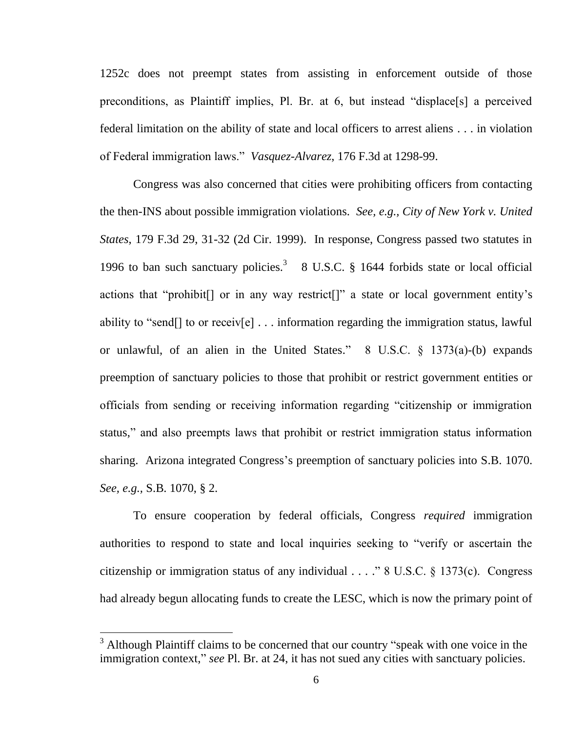1252c does not preempt states from assisting in enforcement outside of those preconditions, as Plaintiff implies, Pl. Br. at 6, but instead "displace[s] a perceived federal limitation on the ability of state and local officers to arrest aliens . . . in violation of Federal immigration laws." *Vasquez-Alvarez*, 176 F.3d at 1298-99.

Congress was also concerned that cities were prohibiting officers from contacting the then-INS about possible immigration violations. *See, e.g., City of New York v. United States*, 179 F.3d 29, 31-32 (2d Cir. 1999). In response, Congress passed two statutes in 1996 to ban such sanctuary policies.[3] 8 U.S.C. § 1644 forbids state or local official actions that "prohibit[] or in any way restrict[]" a state or local government entity's ability to "send[] to or receiv[e] . . . information regarding the immigration status, lawful or unlawful, of an alien in the United States." 8 U.S.C. § 1373(a)-(b) expands preemption of sanctuary policies to those that prohibit or restrict government entities or officials from sending or receiving information regarding "citizenship or immigration status," and also preempts laws that prohibit or restrict immigration status information sharing. Arizona integrated Congress's preemption of sanctuary policies into S.B. 1070. *See, e.g.*, S.B. 1070, § 2.

To ensure cooperation by federal officials, Congress *required* immigration authorities to respond to state and local inquiries seeking to "verify or ascertain the citizenship or immigration status of any individual . . . ." 8 U.S.C. § 1373(c). Congress had already begun allocating funds to create the LESC, which is now the primary point of

[3] Although Plaintiff claims to be concerned that our country "speak with one voice in the immigration context," *see* Pl. Br. at 24, it has not sued any cities with sanctuary policies.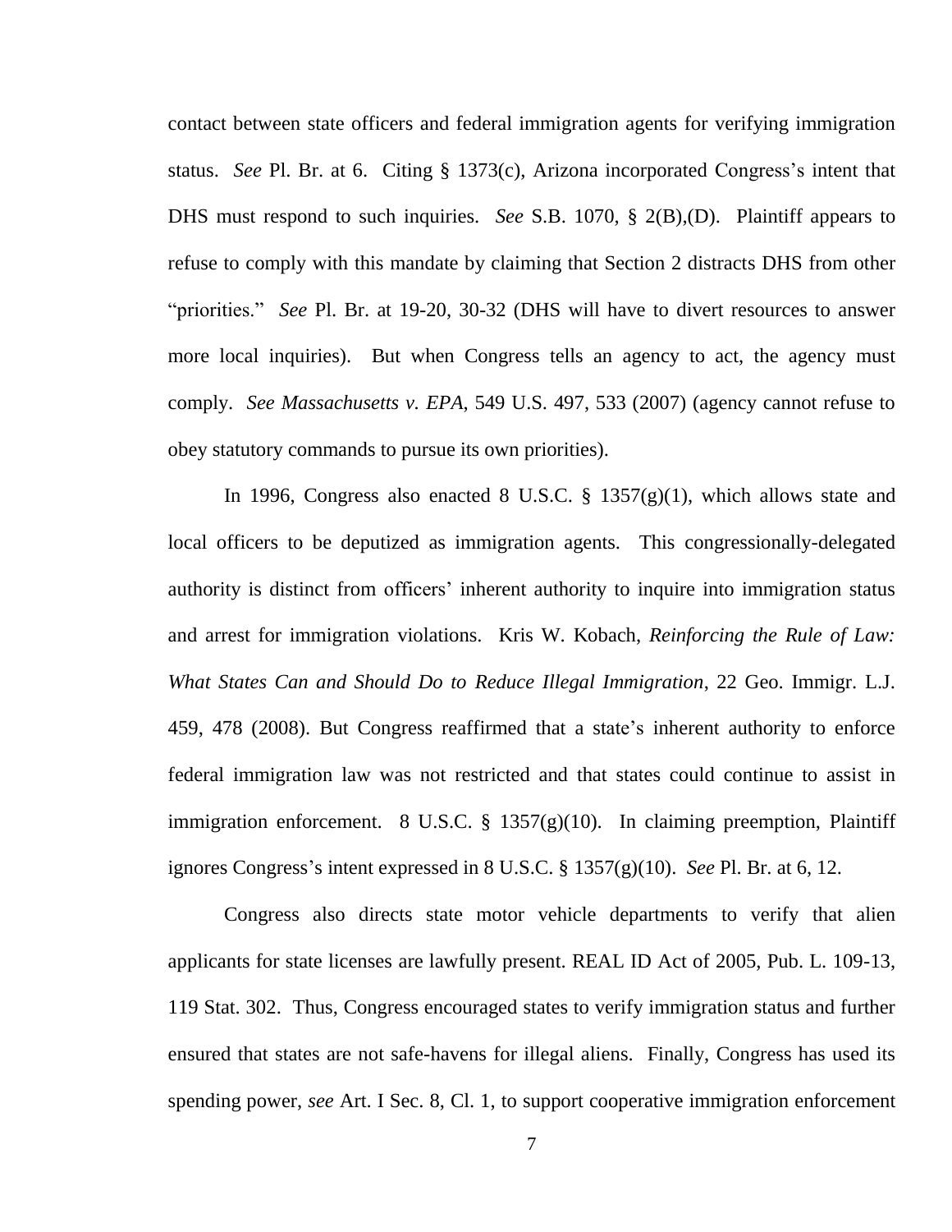contact between state officers and federal immigration agents for verifying immigration status. *See* Pl. Br. at 6. Citing § 1373(c), Arizona incorporated Congress's intent that DHS must respond to such inquiries. *See* S.B. 1070, § 2(B),(D). Plaintiff appears to refuse to comply with this mandate by claiming that Section 2 distracts DHS from other "priorities." *See* Pl. Br. at 19-20, 30-32 (DHS will have to divert resources to answer more local inquiries). But when Congress tells an agency to act, the agency must comply. *See Massachusetts v. EPA*, 549 U.S. 497, 533 (2007) (agency cannot refuse to obey statutory commands to pursue its own priorities).

In 1996, Congress also enacted 8 U.S.C. § 1357(g)(1), which allows state and local officers to be deputized as immigration agents. This congressionally-delegated authority is distinct from officers' inherent authority to inquire into immigration status and arrest for immigration violations. Kris W. Kobach, *Reinforcing the Rule of Law: What States Can and Should Do to Reduce Illegal Immigration*, 22 Geo. Immigr. L.J. 459, 478 (2008). But Congress reaffirmed that a state's inherent authority to enforce federal immigration law was not restricted and that states could continue to assist in immigration enforcement. 8 U.S.C. § 1357(g)(10). In claiming preemption, Plaintiff ignores Congress's intent expressed in 8 U.S.C. § 1357(g)(10). *See* Pl. Br. at 6, 12.

Congress also directs state motor vehicle departments to verify that alien applicants for state licenses are lawfully present. REAL ID Act of 2005, Pub. L. 109-13, 119 Stat. 302. Thus, Congress encouraged states to verify immigration status and further ensured that states are not safe-havens for illegal aliens. Finally, Congress has used its spending power, *see* Art. I Sec. 8, Cl. 1, to support cooperative immigration enforcement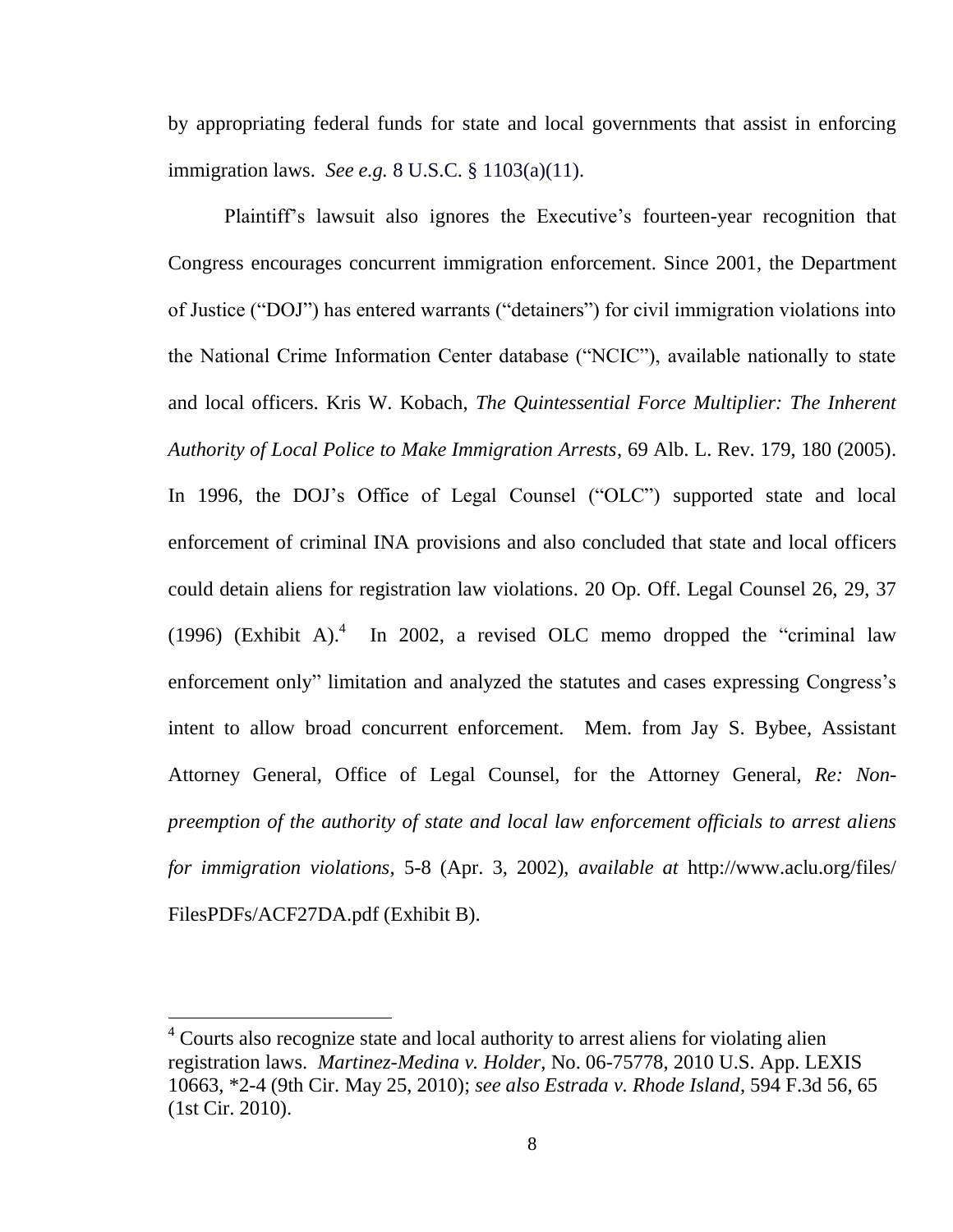by appropriating federal funds for state and local governments that assist in enforcing immigration laws. *See e.g.* 8 U.S.C. § 1103(a)(11).

Plaintiff's lawsuit also ignores the Executive's fourteen-year recognition that Congress encourages concurrent immigration enforcement. Since 2001, the Department of Justice ("DOJ") has entered warrants ("detainers") for civil immigration violations into the National Crime Information Center database ("NCIC"), available nationally to state and local officers. Kris W. Kobach, *The Quintessential Force Multiplier: The Inherent Authority of Local Police to Make Immigration Arrests*, 69 Alb. L. Rev. 179, 180 (2005). In 1996, the DOJ's Office of Legal Counsel ("OLC") supported state and local enforcement of criminal INA provisions and also concluded that state and local officers could detain aliens for registration law violations. 20 Op. Off. Legal Counsel 26, 29, 37 (1996) (Exhibit A).[4] In 2002, a revised OLC memo dropped the "criminal law enforcement only" limitation and analyzed the statutes and cases expressing Congress's intent to allow broad concurrent enforcement. Mem. from Jay S. Bybee, Assistant Attorney General, Office of Legal Counsel, for the Attorney General, *Re: Non-preemption of the authority of state and local law enforcement officials to arrest aliens for immigration violations*, 5-8 (Apr. 3, 2002), *available at* http://www.aclu.org/files/FilesPDFs/ACF27DA.pdf (Exhibit B).

---

[4] Courts also recognize state and local authority to arrest aliens for violating alien registration laws. *Martinez-Medina v. Holder*, No. 06-75778, 2010 U.S. App. LEXIS 10663, *2-4 (9th Cir. May 25, 2010); *see also Estrada v. Rhode Island*, 594 F.3d 56, 65 (1st Cir. 2010).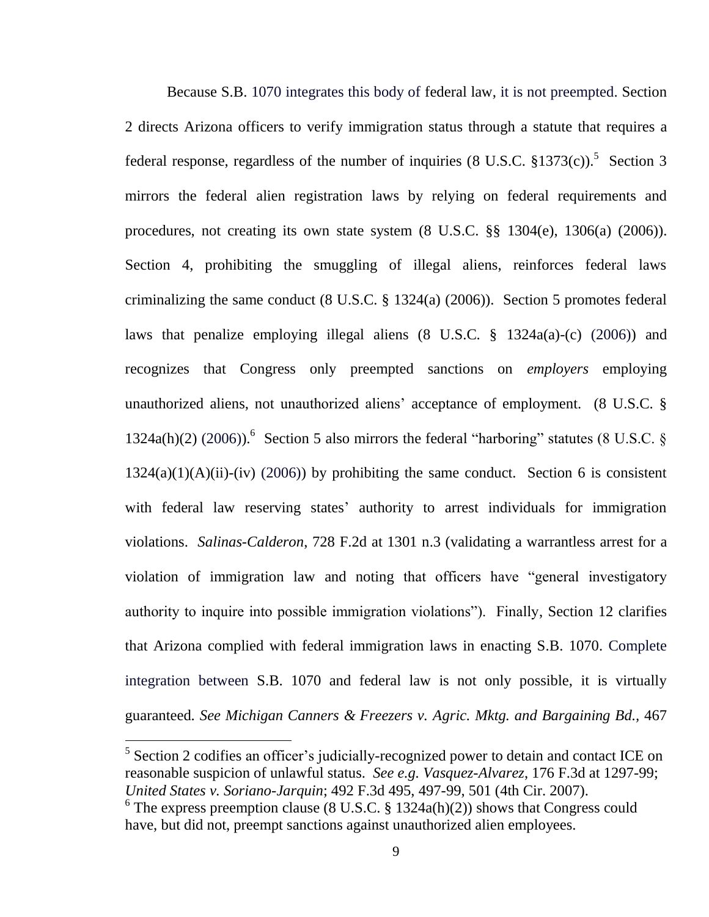Because S.B. 1070 integrates this body of federal law, it is not preempted. Section 2 directs Arizona officers to verify immigration status through a statute that requires a federal response, regardless of the number of inquiries (8 U.S.C. §1373(c)).[5] Section 3 mirrors the federal alien registration laws by relying on federal requirements and procedures, not creating its own state system (8 U.S.C. §§ 1304(e), 1306(a) (2006)). Section 4, prohibiting the smuggling of illegal aliens, reinforces federal laws criminalizing the same conduct (8 U.S.C. § 1324(a) (2006)). Section 5 promotes federal laws that penalize employing illegal aliens (8 U.S.C. § 1324a(a)-(c) (2006)) and recognizes that Congress only preempted sanctions on *employers* employing unauthorized aliens, not unauthorized aliens' acceptance of employment. (8 U.S.C. § 1324a(h)(2) (2006)).[6] Section 5 also mirrors the federal "harboring" statutes (8 U.S.C. § 1324(a)(1)(A)(ii)-(iv) (2006)) by prohibiting the same conduct. Section 6 is consistent with federal law reserving states' authority to arrest individuals for immigration violations. *Salinas-Calderon*, 728 F.2d at 1301 n.3 (validating a warrantless arrest for a violation of immigration law and noting that officers have "general investigatory authority to inquire into possible immigration violations"). Finally, Section 12 clarifies that Arizona complied with federal immigration laws in enacting S.B. 1070. Complete integration between S.B. 1070 and federal law is not only possible, it is virtually guaranteed. *See Michigan Canners & Freezers v. Agric. Mktg. and Bargaining Bd.*, 467

---

[5] Section 2 codifies an officer's judicially-recognized power to detain and contact ICE on reasonable suspicion of unlawful status. *See e.g. Vasquez-Alvarez*, 176 F.3d at 1297-99; *United States v. Soriano-Jarquin*; 492 F.3d 495, 497-99, 501 (4th Cir. 2007).

[6] The express preemption clause (8 U.S.C. § 1324a(h)(2)) shows that Congress could have, but did not, preempt sanctions against unauthorized alien employees.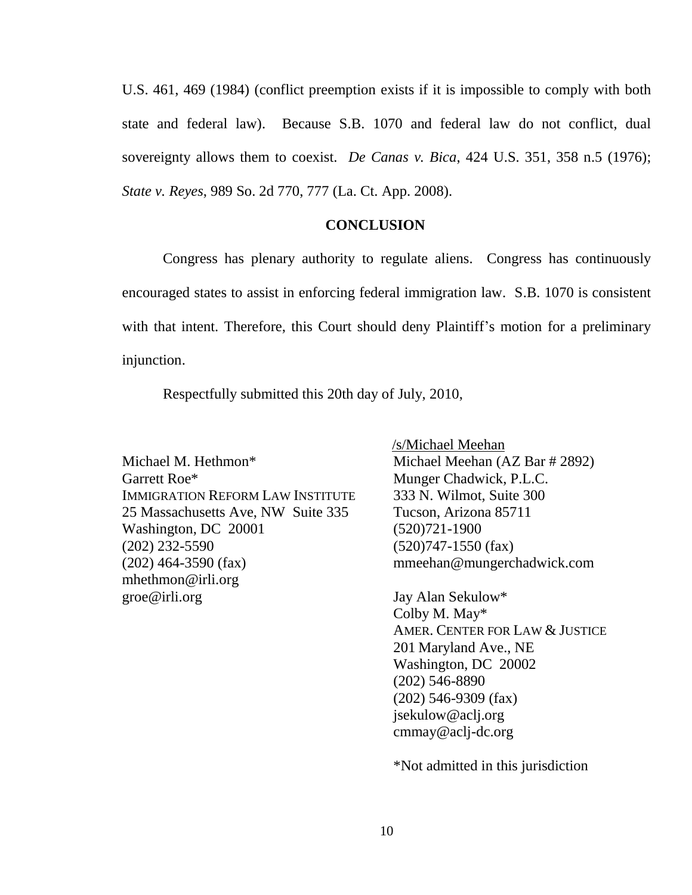U.S. 461, 469 (1984) (conflict preemption exists if it is impossible to comply with both state and federal law). Because S.B. 1070 and federal law do not conflict, dual sovereignty allows them to coexist. *De Canas v. Bica*, 424 U.S. 351, 358 n.5 (1976); *State v. Reyes*, 989 So. 2d 770, 777 (La. Ct. App. 2008).

## CONCLUSION

Congress has plenary authority to regulate aliens. Congress has continuously encouraged states to assist in enforcing federal immigration law. S.B. 1070 is consistent with that intent. Therefore, this Court should deny Plaintiff's motion for a preliminary injunction.

Respectfully submitted this 20th day of July, 2010,

/s/Michael Meehan
Michael Meehan (AZ Bar # 2892)
Munger Chadwick, P.L.C.
333 N. Wilmot, Suite 300
Tucson, Arizona 85711
(520)721-1900
(520)747-1550 (fax)
mmeehan@mungerchadwick.com

Michael M. Hethmon*
Garrett Roe*
IMMIGRATION REFORM LAW INSTITUTE
25 Massachusetts Ave, NW Suite 335
Washington, DC 20001
(202) 232-5590
(202) 464-3590 (fax)
mhethmon@irli.org
groe@irli.org

Jay Alan Sekulow*
Colby M. May*
AMER. CENTER FOR LAW & JUSTICE
201 Maryland Ave., NE
Washington, DC 20002
(202) 546-8890
(202) 546-9309 (fax)
jsekulow@aclj.org
cmmay@aclj-dc.org

*Not admitted in this jurisdiction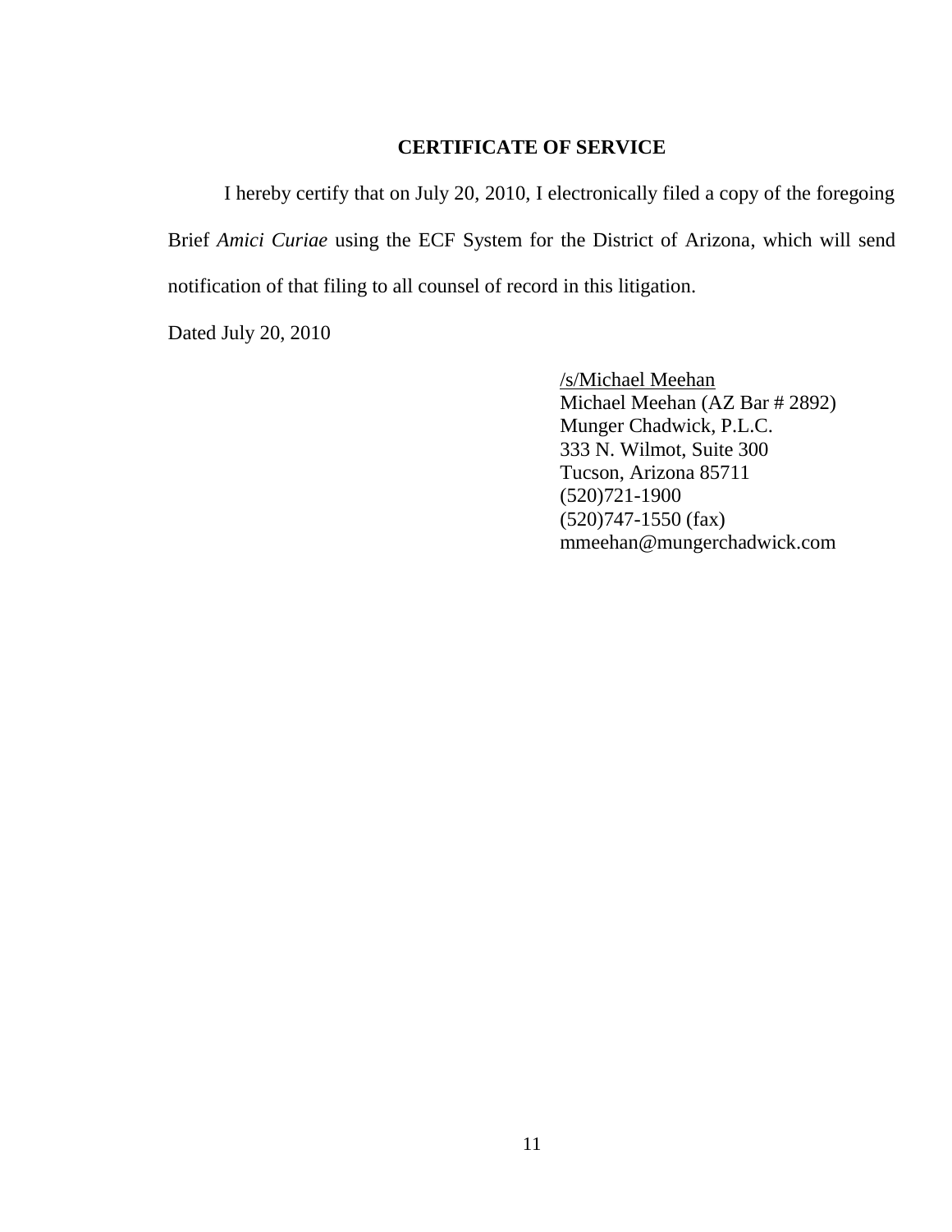## CERTIFICATE OF SERVICE

I hereby certify that on July 20, 2010, I electronically filed a copy of the foregoing Brief *Amici Curiae* using the ECF System for the District of Arizona, which will send notification of that filing to all counsel of record in this litigation.

Dated July 20, 2010

/s/Michael Meehan
Michael Meehan (AZ Bar # 2892)
Munger Chadwick, P.L.C.
333 N. Wilmot, Suite 300
Tucson, Arizona 85711
(520)721-1900
(520)747-1550 (fax)
mmeehan@mungerchadwick.com